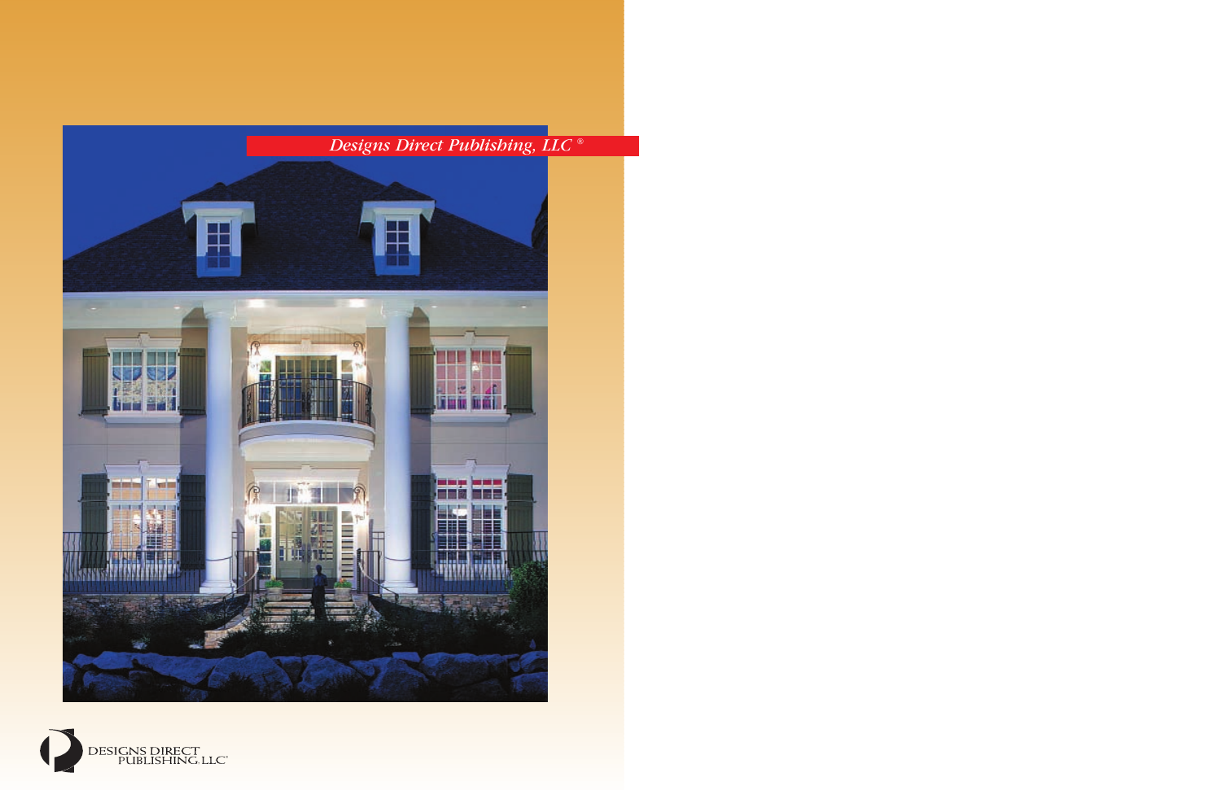*Designs Direct Publishing, LLC ®*

DESIGNS DIRECT PUBLISHING, LLC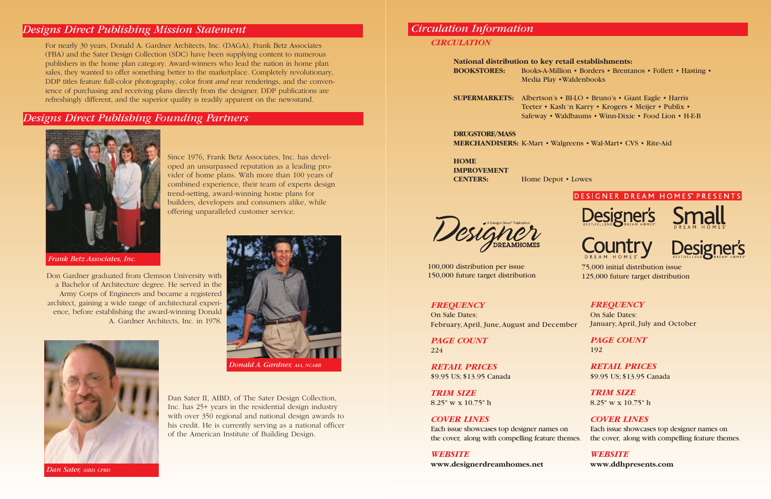## *Designs Direct Publishing Mission Statement*

For nearly 30 years, Donald A. Gardner Architects, Inc. (DAGA), Frank Betz Associates (FBA) and the Sater Design Collection (SDC) have been supplying content to numerous publishers in the home plan category. Award-winners who lead the nation in home plan sales, they wanted to offer something better to the marketplace. Completely revolutionary, DDP titles feature full-color photography, color front *and* rear renderings, and the convenience of purchasing and receiving plans directly from the designer. DDP publications are refreshingly different, and the superior quality is readily apparent on the newsstand.

## *Designs Direct Publishing Founding Partners*

*Frank Betz Associates, Inc.*

Since 1976, Frank Betz Associates, Inc. has developed an unsurpassed reputation as a leading provider of home plans. With more than 100 years of combined experience, their team of experts design trend-setting, award-winning home plans for builders, developers and consumers alike, while offering unparalleled customer service.

*Donald A. Gardner, AIA, NCARB*

Don Gardner graduated from Clemson University with a Bachelor of Architecture degree. He served in the Army Corps of Engineers and became a registered architect, gaining a wide range of architectural experience, before establishing the award-winning Donald A. Gardner Architects, Inc. in 1978.

*Dan Sater, AIBD, CPBD*

Dan Sater II, AIBD, of The Sater Design Collection, Inc. has 25+ years in the residential design industry with over 350 regional and national design awards to his credit. He is currently serving as a national officer of the American Institute of Building Design.

## *Circulation Information*

### *CIRCULATION*

**National distribution to key retail establishments:**

**BOOKSTORES:** Books-A-Million • Borders • Brentanos • Follett • Hasting • Media Play •Waldenbooks

**SUPERMARKETS:** Albertson's • BI-LO • Bruno's • Giant Eagle • Harris Teeter • Kash 'n Karry • Krogers • Meijer • Publix • Safeway • Waldbaums • Winn-Dixie • Food Lion • H-E-B

**DRUGSTORE/MASS MERCHANDISERS:** K-Mart • Walgreens • Wal-Mart• CVS • Rite-Aid

**HOME IMPROVEMENT CENTERS:** Home Depot • Lowes

### Designer DREAMHOMES (A Designs Direct Publication)

100,000 distribution per issue
150,000 future target distribution

***FREQUENCY***
On Sale Dates:
February, April, June, August and December

***PAGE COUNT***
224

***RETAIL PRICES***
$9.95 US; $13.95 Canada

***TRIM SIZE***
8.25" w x 10.75" h

***COVER LINES***
Each issue showcases top designer names on the cover, along with compelling feature themes.

***WEBSITE***
**www.designerdreamhomes.net**

### DESIGNER DREAM HOMES℠ PRESENTS

Designer's Best-Selling Dream Homes • Small Dream Homes • Country Dream Homes • Designer's Best-Selling Dream Homes

75,000 initial distribution issue
125,000 future target distribution

***FREQUENCY***
On Sale Dates:
January, April, July and October

***PAGE COUNT***
192

***RETAIL PRICES***
$9.95 US; $13.95 Canada

***TRIM SIZE***
8.25" w x 10.75" h

***COVER LINES***
Each issue showcases top designer names on the cover, along with compelling feature themes.

***WEBSITE***
**www.ddhpresents.com**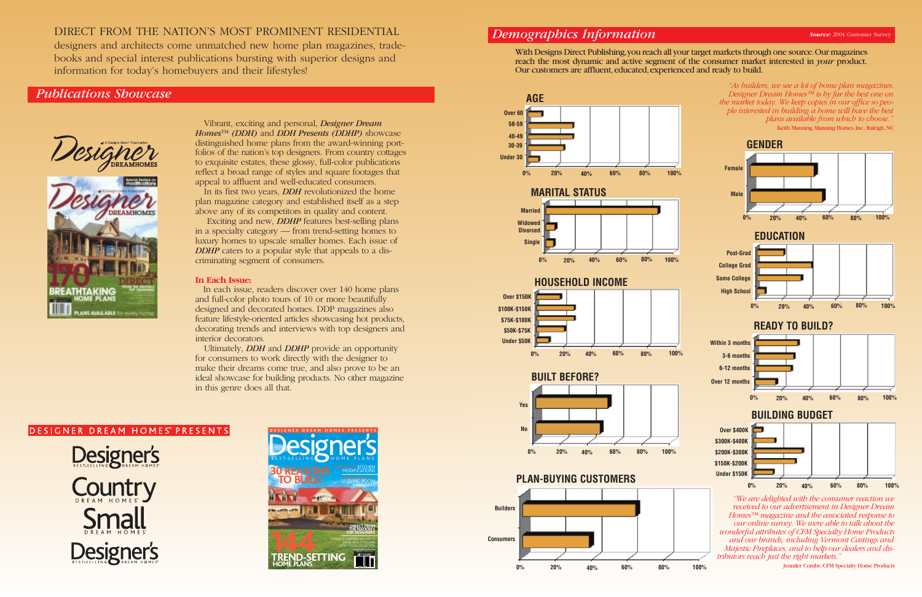DIRECT FROM THE NATION'S MOST PROMINENT RESIDENTIAL designers and architects come unmatched new home plan magazines, tradebooks and special interest publications bursting with superior designs and information for today's homebuyers and their lifestyles!

## *Publications Showcase*

Vibrant, exciting and personal, ***Designer Dream Homes™ (DDH)*** and ***DDH Presents (DDHP)*** showcase distinguished home plans from the award-winning portfolios of the nation's top designers. From country cottages to exquisite estates, these glossy, full-color publications reflect a broad range of styles and square footages that appeal to affluent and well-educated consumers.

In its first two years, ***DDH*** revolutionized the home plan magazine category and established itself as a step above any of its competitors in quality and content.

Exciting and new, ***DDHP*** features best-selling plans in a specialty category — from trend-setting homes to luxury homes to upscale smaller homes. Each issue of ***DDHP*** caters to a popular style that appeals to a discriminating segment of consumers.

**In Each Issue:**

In each issue, readers discover over 140 home plans and full-color photo tours of 10 or more beautifully designed and decorated homes. DDP magazines also feature lifestyle-oriented articles showcasing hot products, decorating trends and interviews with top designers and interior decorators.

Ultimately, ***DDH*** and ***DDHP*** provide an opportunity for consumers to work directly with the designer to make their dreams come true, and also prove to be an ideal showcase for building products. No other magazine in this genre does all that.

DESIGNER DREAM HOMES™ PRESENTS

Designer's Best-Selling Dream Homes · Country Dream Homes · Small Dream Homes · Designer's Best-Selling Dream Homes

## *Demographics Information*

**Source:** 2004 Customer Survey

With Designs Direct Publishing, you reach all your target markets through one source. Our magazines reach the most dynamic and active segment of the consumer market interested in *your* product. Our customers are affluent, educated, experienced and ready to build.

*"As builders, we see a lot of home plan magazines. Designer Dream Homes™ is by far the best one on the market today. We keep copies in our office so people interested in building a home will have the best plans available from which to choose."*

Keith Manning, Manning Homes, Inc., Raleigh, NC

**AGE** (chart: Over 60, 50-59, 40-49, 30-39, Under 30; scale 0%–100%)

**MARITAL STATUS** (chart: Married, Widowed/Divorced, Single; scale 0%–100%)

**HOUSEHOLD INCOME** (chart: Over $150K, $100K-$150K, $75K-$100K, $50K-$75K, Under $50K; scale 0%–100%)

**BUILT BEFORE?** (chart: Yes, No; scale 0%–100%)

**PLAN-BUYING CUSTOMERS** (chart: Builders, Consumers; scale 0%–100%)

**GENDER** (chart: Female, Male; scale 0%–100%)

**EDUCATION** (chart: Post-Grad, College Grad, Some College, High School; scale 0%–100%)

**READY TO BUILD?** (chart: Within 3 months, 3-6 months, 6-12 months, Over 12 months; scale 0%–100%)

**BUILDING BUDGET** (chart: Over $400K, $300K-$400K, $200K-$300K, $150K-$200K, Under $150K; scale 0%–100%)

*"We are delighted with the consumer reaction we received to our advertisement in Designer Dream Homes™ magazine and the associated response to our online survey. We were able to talk about the wonderful attributes of CFM Specialty Home Products and our brands, including Vermont Castings and Majestic Fireplaces, and to help our dealers and distributors reach just the right markets."*

Jennifer Combe, CFM Specialty Home Products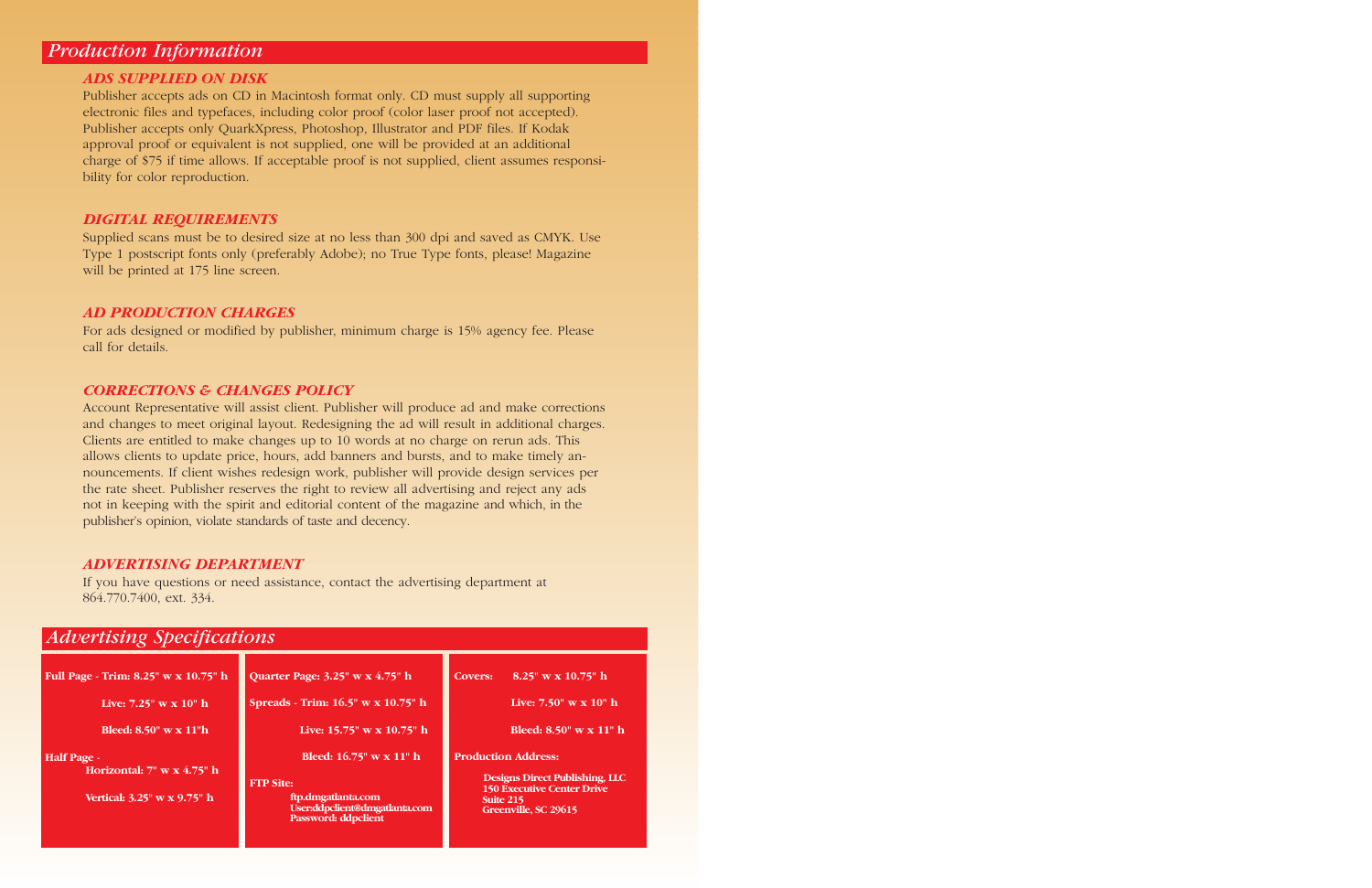## *Production Information*

### *ADS SUPPLIED ON DISK*

Publisher accepts ads on CD in Macintosh format only. CD must supply all supporting electronic files and typefaces, including color proof (color laser proof not accepted). Publisher accepts only QuarkXpress, Photoshop, Illustrator and PDF files. If Kodak approval proof or equivalent is not supplied, one will be provided at an additional charge of $75 if time allows. If acceptable proof is not supplied, client assumes responsibility for color reproduction.

### *DIGITAL REQUIREMENTS*

Supplied scans must be to desired size at no less than 300 dpi and saved as CMYK. Use Type 1 postscript fonts only (preferably Adobe); no True Type fonts, please! Magazine will be printed at 175 line screen.

### *AD PRODUCTION CHARGES*

For ads designed or modified by publisher, minimum charge is 15% agency fee. Please call for details.

### *CORRECTIONS & CHANGES POLICY*

Account Representative will assist client. Publisher will produce ad and make corrections and changes to meet original layout. Redesigning the ad will result in additional charges. Clients are entitled to make changes up to 10 words at no charge on rerun ads. This allows clients to update price, hours, add banners and bursts, and to make timely announcements. If client wishes redesign work, publisher will provide design services per the rate sheet. Publisher reserves the right to review all advertising and reject any ads not in keeping with the spirit and editorial content of the magazine and which, in the publisher's opinion, violate standards of taste and decency.

### *ADVERTISING DEPARTMENT*

If you have questions or need assistance, contact the advertising department at 864.770.7400, ext. 334.

## *Advertising Specifications*

**Full Page - Trim: 8.25" w x 10.75" h**

**Live: 7.25" w x 10" h**

**Bleed: 8.50" w x 11"h**

**Half Page -**

**Horizontal: 7" w x 4.75" h**

**Vertical: 3.25" w x 9.75" h**

**Quarter Page: 3.25" w x 4.75" h**

**Spreads - Trim: 16.5" w x 10.75" h**

**Live: 15.75" w x 10.75" h**

**Bleed: 16.75" w x 11" h**

**FTP Site:**

**ftp.dmgatlanta.com**
**User:ddpclient@dmgatlanta.com**
**Password: ddpclient**

**Covers: 8.25" w x 10.75" h**

**Live: 7.50" w x 10" h**

**Bleed: 8.50" w x 11" h**

**Production Address:**

**Designs Direct Publishing, LLC**
**150 Executive Center Drive**
**Suite 215**
**Greenville, SC 29615**